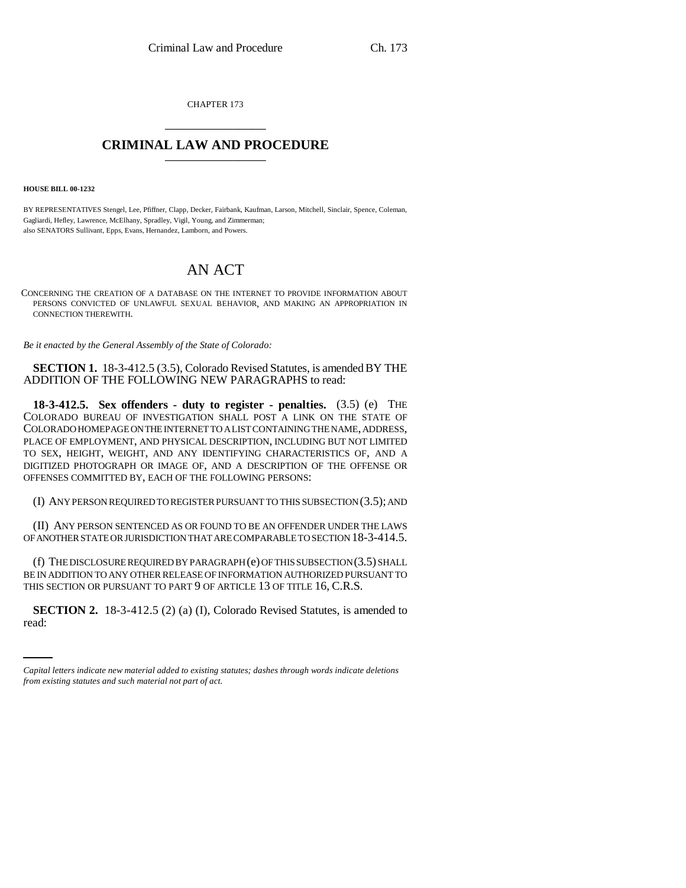CHAPTER 173

# CRIMINAL LAW AND PROCEDURE

**HOUSE BILL 00-1232**

BY REPRESENTATIVES Stengel, Lee, Pfiffner, Clapp, Decker, Fairbank, Kaufman, Larson, Mitchell, Sinclair, Spence, Coleman, Gagliardi, Hefley, Lawrence, McElhany, Spradley, Vigil, Young, and Zimmerman;
also SENATORS Sullivant, Epps, Evans, Hernandez, Lamborn, and Powers.

## AN ACT

CONCERNING THE CREATION OF A DATABASE ON THE INTERNET TO PROVIDE INFORMATION ABOUT PERSONS CONVICTED OF UNLAWFUL SEXUAL BEHAVIOR, AND MAKING AN APPROPRIATION IN CONNECTION THEREWITH.

*Be it enacted by the General Assembly of the State of Colorado:*

**SECTION 1.** 18-3-412.5 (3.5), Colorado Revised Statutes, is amended BY THE ADDITION OF THE FOLLOWING NEW PARAGRAPHS to read:

**18-3-412.5. Sex offenders - duty to register - penalties.** (3.5) (e) THE COLORADO BUREAU OF INVESTIGATION SHALL POST A LINK ON THE STATE OF COLORADO HOMEPAGE ON THE INTERNET TO A LIST CONTAINING THE NAME, ADDRESS, PLACE OF EMPLOYMENT, AND PHYSICAL DESCRIPTION, INCLUDING BUT NOT LIMITED TO SEX, HEIGHT, WEIGHT, AND ANY IDENTIFYING CHARACTERISTICS OF, AND A DIGITIZED PHOTOGRAPH OR IMAGE OF, AND A DESCRIPTION OF THE OFFENSE OR OFFENSES COMMITTED BY, EACH OF THE FOLLOWING PERSONS:

(I) ANY PERSON REQUIRED TO REGISTER PURSUANT TO THIS SUBSECTION (3.5); AND

(II) ANY PERSON SENTENCED AS OR FOUND TO BE AN OFFENDER UNDER THE LAWS OF ANOTHER STATE OR JURISDICTION THAT ARE COMPARABLE TO SECTION 18-3-414.5.

(f) THE DISCLOSURE REQUIRED BY PARAGRAPH (e) OF THIS SUBSECTION (3.5) SHALL BE IN ADDITION TO ANY OTHER RELEASE OF INFORMATION AUTHORIZED PURSUANT TO THIS SECTION OR PURSUANT TO PART 9 OF ARTICLE 13 OF TITLE 16, C.R.S.

**SECTION 2.** 18-3-412.5 (2) (a) (I), Colorado Revised Statutes, is amended to read:

*Capital letters indicate new material added to existing statutes; dashes through words indicate deletions from existing statutes and such material not part of act.*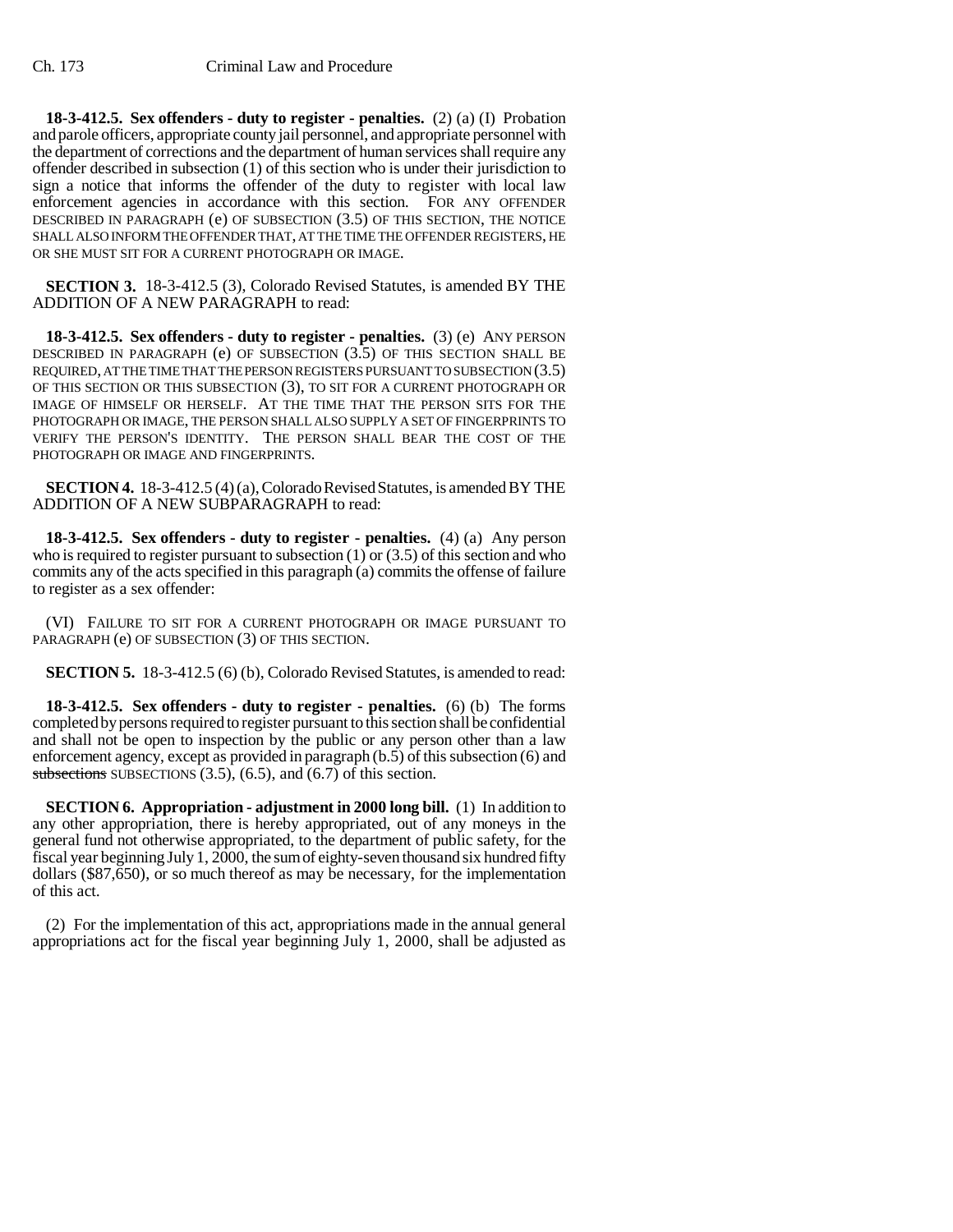**18-3-412.5. Sex offenders - duty to register - penalties.** (2) (a) (I) Probation and parole officers, appropriate county jail personnel, and appropriate personnel with the department of corrections and the department of human services shall require any offender described in subsection (1) of this section who is under their jurisdiction to sign a notice that informs the offender of the duty to register with local law enforcement agencies in accordance with this section. FOR ANY OFFENDER DESCRIBED IN PARAGRAPH (e) OF SUBSECTION (3.5) OF THIS SECTION, THE NOTICE SHALL ALSO INFORM THE OFFENDER THAT, AT THE TIME THE OFFENDER REGISTERS, HE OR SHE MUST SIT FOR A CURRENT PHOTOGRAPH OR IMAGE.

**SECTION 3.** 18-3-412.5 (3), Colorado Revised Statutes, is amended BY THE ADDITION OF A NEW PARAGRAPH to read:

**18-3-412.5. Sex offenders - duty to register - penalties.** (3) (e) ANY PERSON DESCRIBED IN PARAGRAPH (e) OF SUBSECTION (3.5) OF THIS SECTION SHALL BE REQUIRED, AT THE TIME THAT THE PERSON REGISTERS PURSUANT TO SUBSECTION (3.5) OF THIS SECTION OR THIS SUBSECTION (3), TO SIT FOR A CURRENT PHOTOGRAPH OR IMAGE OF HIMSELF OR HERSELF. AT THE TIME THAT THE PERSON SITS FOR THE PHOTOGRAPH OR IMAGE, THE PERSON SHALL ALSO SUPPLY A SET OF FINGERPRINTS TO VERIFY THE PERSON'S IDENTITY. THE PERSON SHALL BEAR THE COST OF THE PHOTOGRAPH OR IMAGE AND FINGERPRINTS.

**SECTION 4.** 18-3-412.5 (4) (a), Colorado Revised Statutes, is amended BY THE ADDITION OF A NEW SUBPARAGRAPH to read:

**18-3-412.5. Sex offenders - duty to register - penalties.** (4) (a) Any person who is required to register pursuant to subsection (1) or (3.5) of this section and who commits any of the acts specified in this paragraph (a) commits the offense of failure to register as a sex offender:

(VI) FAILURE TO SIT FOR A CURRENT PHOTOGRAPH OR IMAGE PURSUANT TO PARAGRAPH (e) OF SUBSECTION (3) OF THIS SECTION.

**SECTION 5.** 18-3-412.5 (6) (b), Colorado Revised Statutes, is amended to read:

**18-3-412.5. Sex offenders - duty to register - penalties.** (6) (b) The forms completed by persons required to register pursuant to this section shall be confidential and shall not be open to inspection by the public or any person other than a law enforcement agency, except as provided in paragraph (b.5) of this subsection (6) and ~~subsections~~ SUBSECTIONS (3.5), (6.5), and (6.7) of this section.

**SECTION 6. Appropriation - adjustment in 2000 long bill.** (1) In addition to any other appropriation, there is hereby appropriated, out of any moneys in the general fund not otherwise appropriated, to the department of public safety, for the fiscal year beginning July 1, 2000, the sum of eighty-seven thousand six hundred fifty dollars ($87,650), or so much thereof as may be necessary, for the implementation of this act.

(2) For the implementation of this act, appropriations made in the annual general appropriations act for the fiscal year beginning July 1, 2000, shall be adjusted as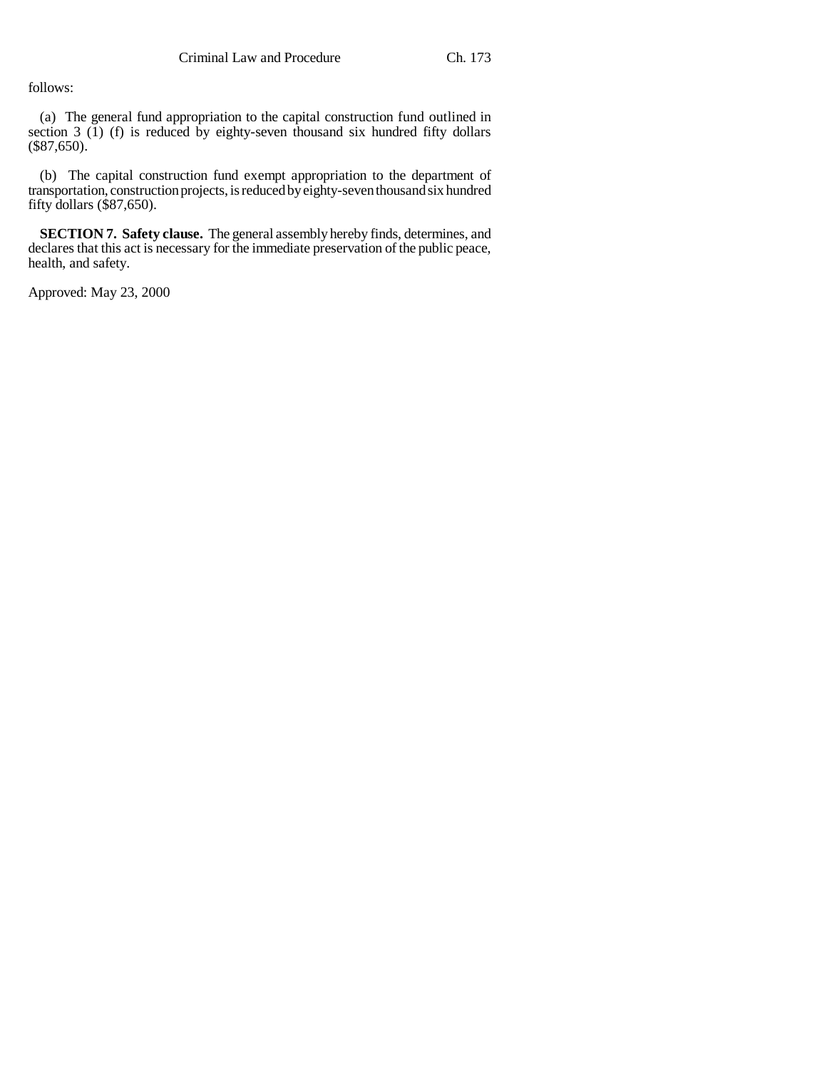follows:

(a) The general fund appropriation to the capital construction fund outlined in section 3 (1) (f) is reduced by eighty-seven thousand six hundred fifty dollars ($87,650).

(b) The capital construction fund exempt appropriation to the department of transportation, construction projects, is reduced by eighty-seven thousand six hundred fifty dollars ($87,650).

**SECTION 7. Safety clause.** The general assembly hereby finds, determines, and declares that this act is necessary for the immediate preservation of the public peace, health, and safety.

Approved: May 23, 2000